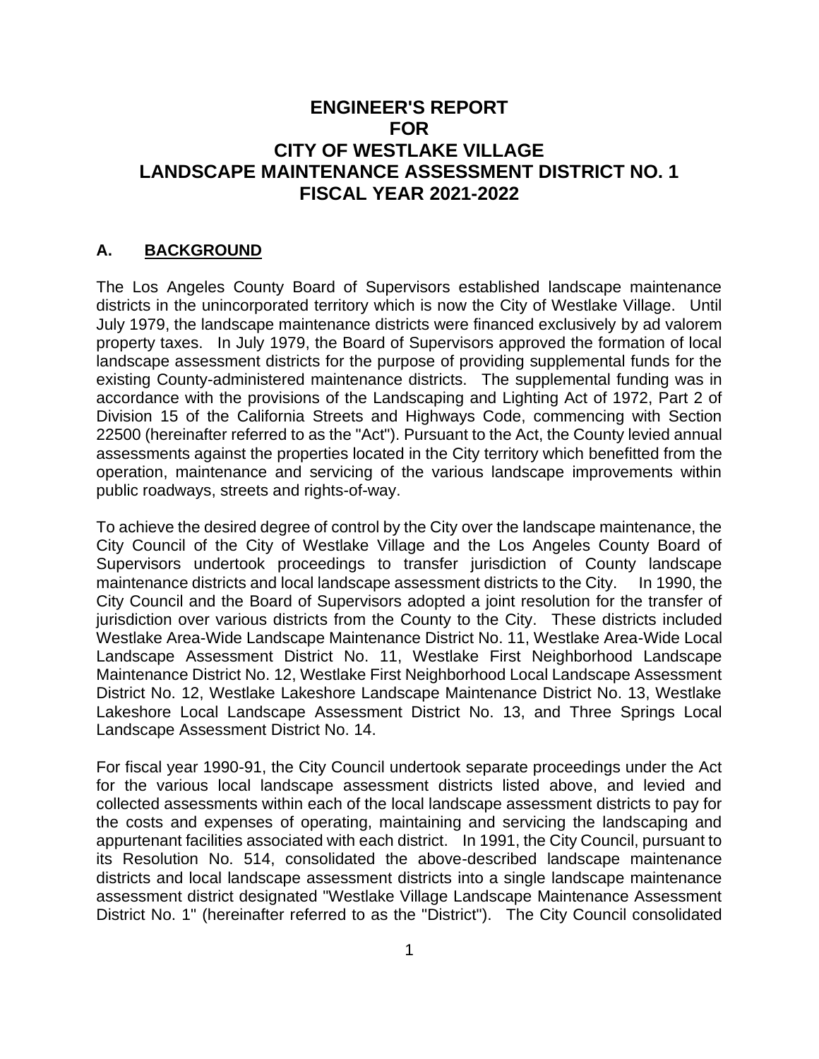# ENGINEER'S REPORT FOR CITY OF WESTLAKE VILLAGE LANDSCAPE MAINTENANCE ASSESSMENT DISTRICT NO. 1 FISCAL YEAR 2021-2022

## A. BACKGROUND

The Los Angeles County Board of Supervisors established landscape maintenance districts in the unincorporated territory which is now the City of Westlake Village. Until July 1979, the landscape maintenance districts were financed exclusively by ad valorem property taxes. In July 1979, the Board of Supervisors approved the formation of local landscape assessment districts for the purpose of providing supplemental funds for the existing County-administered maintenance districts. The supplemental funding was in accordance with the provisions of the Landscaping and Lighting Act of 1972, Part 2 of Division 15 of the California Streets and Highways Code, commencing with Section 22500 (hereinafter referred to as the "Act"). Pursuant to the Act, the County levied annual assessments against the properties located in the City territory which benefitted from the operation, maintenance and servicing of the various landscape improvements within public roadways, streets and rights-of-way.

To achieve the desired degree of control by the City over the landscape maintenance, the City Council of the City of Westlake Village and the Los Angeles County Board of Supervisors undertook proceedings to transfer jurisdiction of County landscape maintenance districts and local landscape assessment districts to the City. In 1990, the City Council and the Board of Supervisors adopted a joint resolution for the transfer of jurisdiction over various districts from the County to the City. These districts included Westlake Area-Wide Landscape Maintenance District No. 11, Westlake Area-Wide Local Landscape Assessment District No. 11, Westlake First Neighborhood Landscape Maintenance District No. 12, Westlake First Neighborhood Local Landscape Assessment District No. 12, Westlake Lakeshore Landscape Maintenance District No. 13, Westlake Lakeshore Local Landscape Assessment District No. 13, and Three Springs Local Landscape Assessment District No. 14.

For fiscal year 1990-91, the City Council undertook separate proceedings under the Act for the various local landscape assessment districts listed above, and levied and collected assessments within each of the local landscape assessment districts to pay for the costs and expenses of operating, maintaining and servicing the landscaping and appurtenant facilities associated with each district. In 1991, the City Council, pursuant to its Resolution No. 514, consolidated the above-described landscape maintenance districts and local landscape assessment districts into a single landscape maintenance assessment district designated "Westlake Village Landscape Maintenance Assessment District No. 1" (hereinafter referred to as the "District"). The City Council consolidated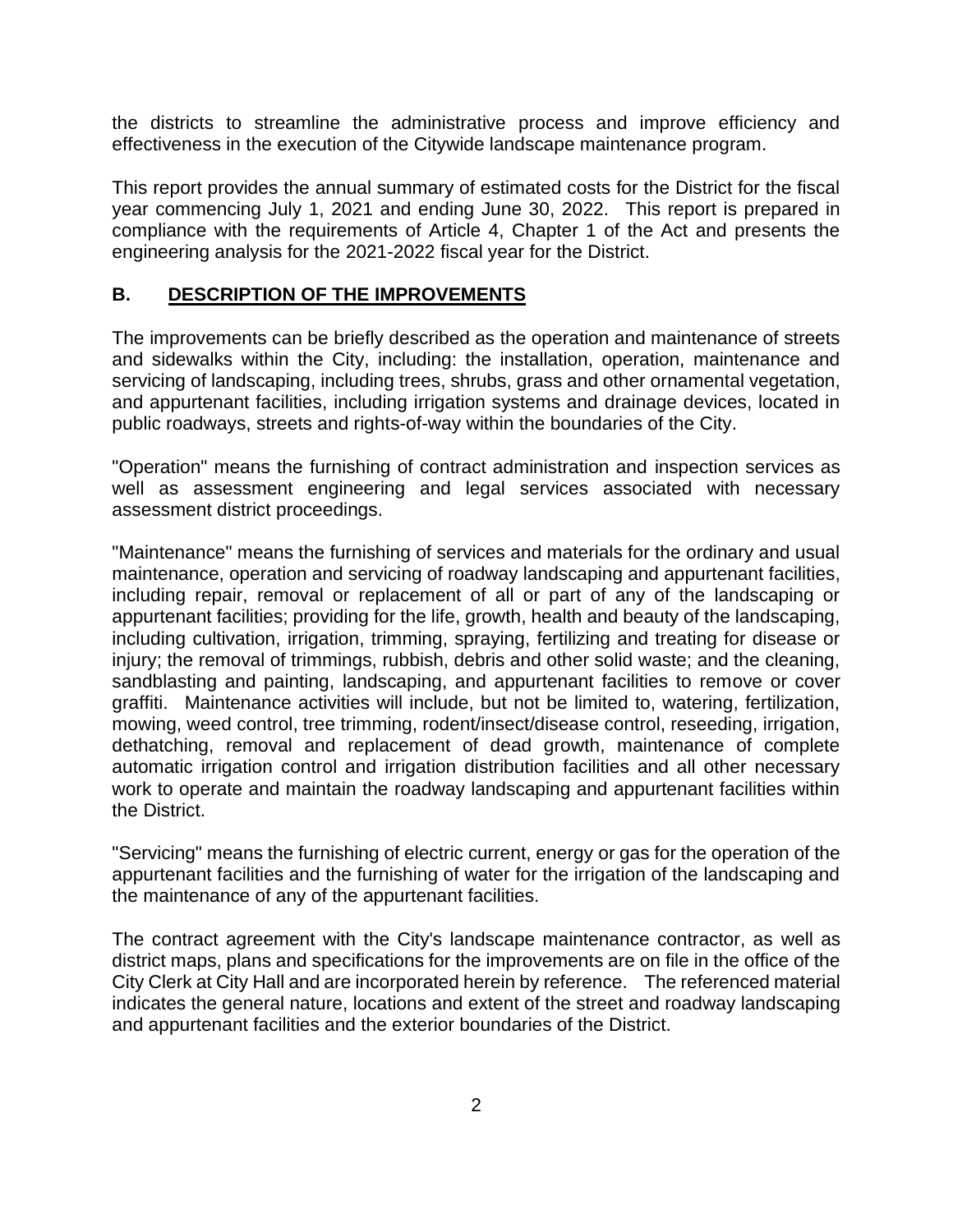the districts to streamline the administrative process and improve efficiency and effectiveness in the execution of the Citywide landscape maintenance program.

This report provides the annual summary of estimated costs for the District for the fiscal year commencing July 1, 2021 and ending June 30, 2022. This report is prepared in compliance with the requirements of Article 4, Chapter 1 of the Act and presents the engineering analysis for the 2021-2022 fiscal year for the District.

## B. DESCRIPTION OF THE IMPROVEMENTS

The improvements can be briefly described as the operation and maintenance of streets and sidewalks within the City, including: the installation, operation, maintenance and servicing of landscaping, including trees, shrubs, grass and other ornamental vegetation, and appurtenant facilities, including irrigation systems and drainage devices, located in public roadways, streets and rights-of-way within the boundaries of the City.

"Operation" means the furnishing of contract administration and inspection services as well as assessment engineering and legal services associated with necessary assessment district proceedings.

"Maintenance" means the furnishing of services and materials for the ordinary and usual maintenance, operation and servicing of roadway landscaping and appurtenant facilities, including repair, removal or replacement of all or part of any of the landscaping or appurtenant facilities; providing for the life, growth, health and beauty of the landscaping, including cultivation, irrigation, trimming, spraying, fertilizing and treating for disease or injury; the removal of trimmings, rubbish, debris and other solid waste; and the cleaning, sandblasting and painting, landscaping, and appurtenant facilities to remove or cover graffiti. Maintenance activities will include, but not be limited to, watering, fertilization, mowing, weed control, tree trimming, rodent/insect/disease control, reseeding, irrigation, dethatching, removal and replacement of dead growth, maintenance of complete automatic irrigation control and irrigation distribution facilities and all other necessary work to operate and maintain the roadway landscaping and appurtenant facilities within the District.

"Servicing" means the furnishing of electric current, energy or gas for the operation of the appurtenant facilities and the furnishing of water for the irrigation of the landscaping and the maintenance of any of the appurtenant facilities.

The contract agreement with the City's landscape maintenance contractor, as well as district maps, plans and specifications for the improvements are on file in the office of the City Clerk at City Hall and are incorporated herein by reference. The referenced material indicates the general nature, locations and extent of the street and roadway landscaping and appurtenant facilities and the exterior boundaries of the District.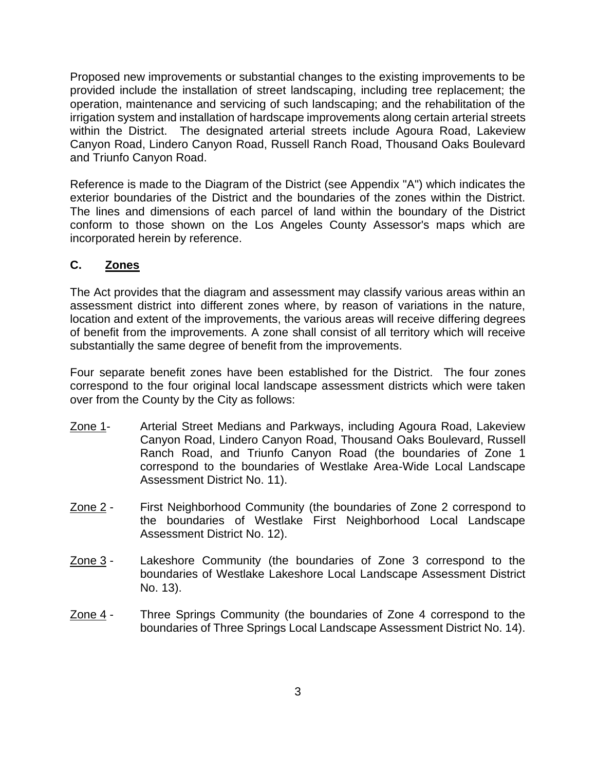Proposed new improvements or substantial changes to the existing improvements to be provided include the installation of street landscaping, including tree replacement; the operation, maintenance and servicing of such landscaping; and the rehabilitation of the irrigation system and installation of hardscape improvements along certain arterial streets within the District. The designated arterial streets include Agoura Road, Lakeview Canyon Road, Lindero Canyon Road, Russell Ranch Road, Thousand Oaks Boulevard and Triunfo Canyon Road.

Reference is made to the Diagram of the District (see Appendix "A") which indicates the exterior boundaries of the District and the boundaries of the zones within the District. The lines and dimensions of each parcel of land within the boundary of the District conform to those shown on the Los Angeles County Assessor's maps which are incorporated herein by reference.

### C. Zones

The Act provides that the diagram and assessment may classify various areas within an assessment district into different zones where, by reason of variations in the nature, location and extent of the improvements, the various areas will receive differing degrees of benefit from the improvements. A zone shall consist of all territory which will receive substantially the same degree of benefit from the improvements.

Four separate benefit zones have been established for the District. The four zones correspond to the four original local landscape assessment districts which were taken over from the County by the City as follows:

- Zone 1- Arterial Street Medians and Parkways, including Agoura Road, Lakeview Canyon Road, Lindero Canyon Road, Thousand Oaks Boulevard, Russell Ranch Road, and Triunfo Canyon Road (the boundaries of Zone 1 correspond to the boundaries of Westlake Area-Wide Local Landscape Assessment District No. 11).

- Zone 2 - First Neighborhood Community (the boundaries of Zone 2 correspond to the boundaries of Westlake First Neighborhood Local Landscape Assessment District No. 12).

- Zone 3 - Lakeshore Community (the boundaries of Zone 3 correspond to the boundaries of Westlake Lakeshore Local Landscape Assessment District No. 13).

- Zone 4 - Three Springs Community (the boundaries of Zone 4 correspond to the boundaries of Three Springs Local Landscape Assessment District No. 14).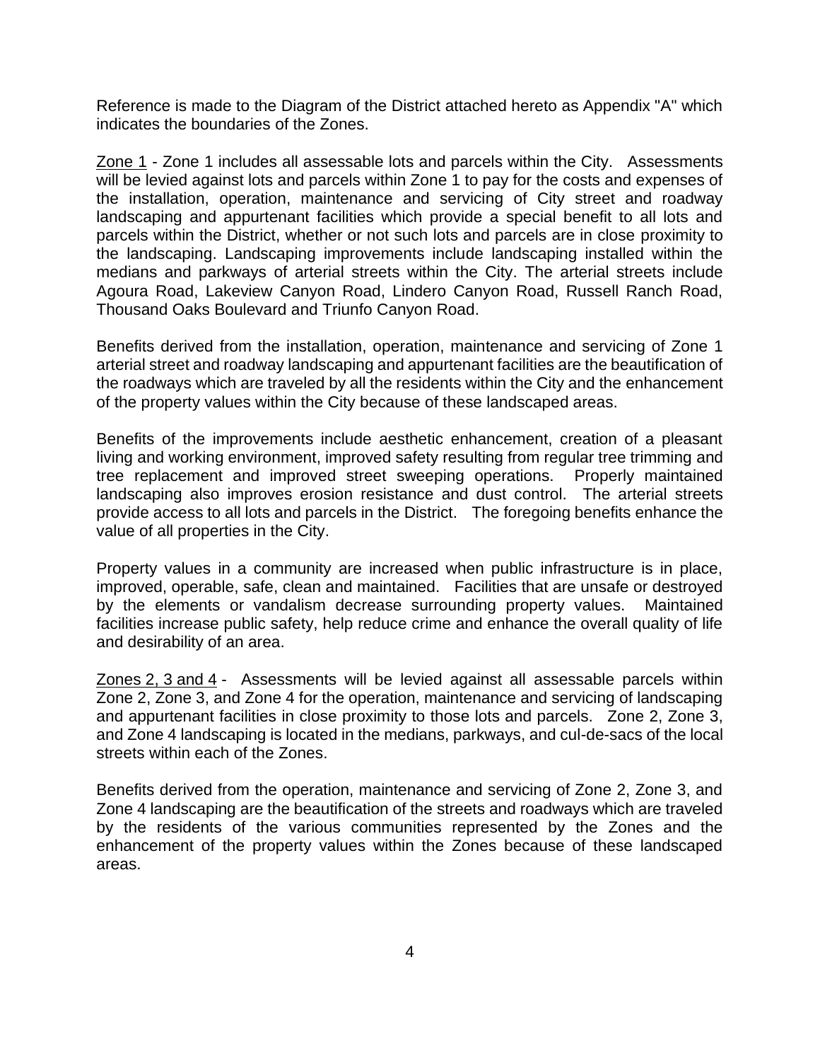Reference is made to the Diagram of the District attached hereto as Appendix "A" which indicates the boundaries of the Zones.

Zone 1 - Zone 1 includes all assessable lots and parcels within the City. Assessments will be levied against lots and parcels within Zone 1 to pay for the costs and expenses of the installation, operation, maintenance and servicing of City street and roadway landscaping and appurtenant facilities which provide a special benefit to all lots and parcels within the District, whether or not such lots and parcels are in close proximity to the landscaping. Landscaping improvements include landscaping installed within the medians and parkways of arterial streets within the City. The arterial streets include Agoura Road, Lakeview Canyon Road, Lindero Canyon Road, Russell Ranch Road, Thousand Oaks Boulevard and Triunfo Canyon Road.

Benefits derived from the installation, operation, maintenance and servicing of Zone 1 arterial street and roadway landscaping and appurtenant facilities are the beautification of the roadways which are traveled by all the residents within the City and the enhancement of the property values within the City because of these landscaped areas.

Benefits of the improvements include aesthetic enhancement, creation of a pleasant living and working environment, improved safety resulting from regular tree trimming and tree replacement and improved street sweeping operations. Properly maintained landscaping also improves erosion resistance and dust control. The arterial streets provide access to all lots and parcels in the District. The foregoing benefits enhance the value of all properties in the City.

Property values in a community are increased when public infrastructure is in place, improved, operable, safe, clean and maintained. Facilities that are unsafe or destroyed by the elements or vandalism decrease surrounding property values. Maintained facilities increase public safety, help reduce crime and enhance the overall quality of life and desirability of an area.

Zones 2, 3 and 4 - Assessments will be levied against all assessable parcels within Zone 2, Zone 3, and Zone 4 for the operation, maintenance and servicing of landscaping and appurtenant facilities in close proximity to those lots and parcels. Zone 2, Zone 3, and Zone 4 landscaping is located in the medians, parkways, and cul-de-sacs of the local streets within each of the Zones.

Benefits derived from the operation, maintenance and servicing of Zone 2, Zone 3, and Zone 4 landscaping are the beautification of the streets and roadways which are traveled by the residents of the various communities represented by the Zones and the enhancement of the property values within the Zones because of these landscaped areas.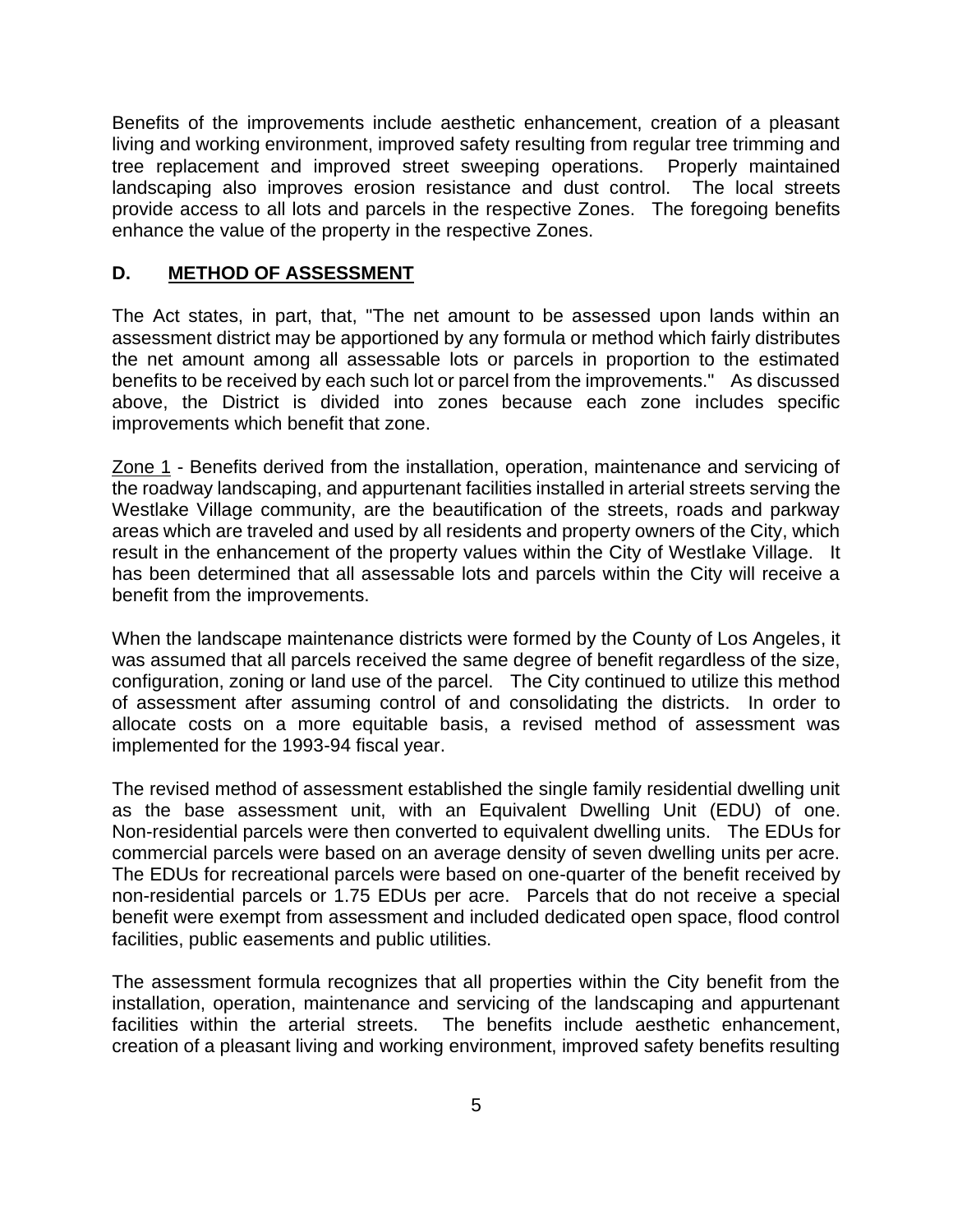Benefits of the improvements include aesthetic enhancement, creation of a pleasant living and working environment, improved safety resulting from regular tree trimming and tree replacement and improved street sweeping operations. Properly maintained landscaping also improves erosion resistance and dust control. The local streets provide access to all lots and parcels in the respective Zones. The foregoing benefits enhance the value of the property in the respective Zones.

## D. METHOD OF ASSESSMENT

The Act states, in part, that, "The net amount to be assessed upon lands within an assessment district may be apportioned by any formula or method which fairly distributes the net amount among all assessable lots or parcels in proportion to the estimated benefits to be received by each such lot or parcel from the improvements." As discussed above, the District is divided into zones because each zone includes specific improvements which benefit that zone.

Zone 1 - Benefits derived from the installation, operation, maintenance and servicing of the roadway landscaping, and appurtenant facilities installed in arterial streets serving the Westlake Village community, are the beautification of the streets, roads and parkway areas which are traveled and used by all residents and property owners of the City, which result in the enhancement of the property values within the City of Westlake Village. It has been determined that all assessable lots and parcels within the City will receive a benefit from the improvements.

When the landscape maintenance districts were formed by the County of Los Angeles, it was assumed that all parcels received the same degree of benefit regardless of the size, configuration, zoning or land use of the parcel. The City continued to utilize this method of assessment after assuming control of and consolidating the districts. In order to allocate costs on a more equitable basis, a revised method of assessment was implemented for the 1993-94 fiscal year.

The revised method of assessment established the single family residential dwelling unit as the base assessment unit, with an Equivalent Dwelling Unit (EDU) of one. Non-residential parcels were then converted to equivalent dwelling units. The EDUs for commercial parcels were based on an average density of seven dwelling units per acre. The EDUs for recreational parcels were based on one-quarter of the benefit received by non-residential parcels or 1.75 EDUs per acre. Parcels that do not receive a special benefit were exempt from assessment and included dedicated open space, flood control facilities, public easements and public utilities.

The assessment formula recognizes that all properties within the City benefit from the installation, operation, maintenance and servicing of the landscaping and appurtenant facilities within the arterial streets. The benefits include aesthetic enhancement, creation of a pleasant living and working environment, improved safety benefits resulting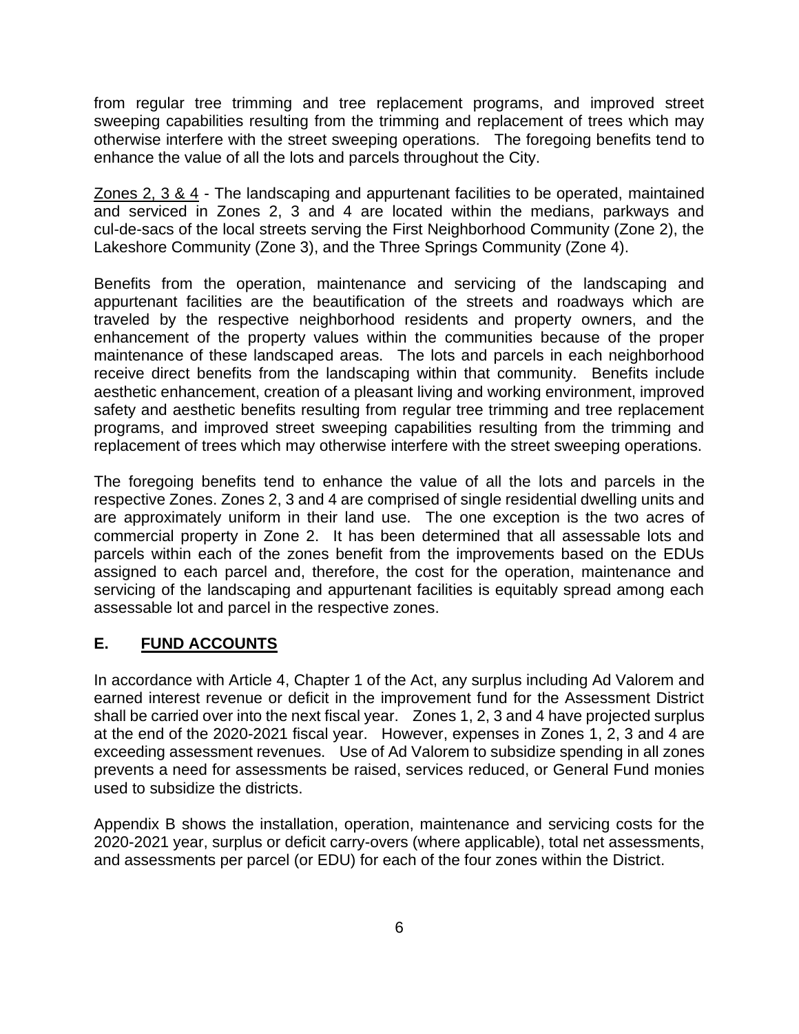from regular tree trimming and tree replacement programs, and improved street sweeping capabilities resulting from the trimming and replacement of trees which may otherwise interfere with the street sweeping operations. The foregoing benefits tend to enhance the value of all the lots and parcels throughout the City.

<u>Zones 2, 3 & 4</u> - The landscaping and appurtenant facilities to be operated, maintained and serviced in Zones 2, 3 and 4 are located within the medians, parkways and cul-de-sacs of the local streets serving the First Neighborhood Community (Zone 2), the Lakeshore Community (Zone 3), and the Three Springs Community (Zone 4).

Benefits from the operation, maintenance and servicing of the landscaping and appurtenant facilities are the beautification of the streets and roadways which are traveled by the respective neighborhood residents and property owners, and the enhancement of the property values within the communities because of the proper maintenance of these landscaped areas. The lots and parcels in each neighborhood receive direct benefits from the landscaping within that community. Benefits include aesthetic enhancement, creation of a pleasant living and working environment, improved safety and aesthetic benefits resulting from regular tree trimming and tree replacement programs, and improved street sweeping capabilities resulting from the trimming and replacement of trees which may otherwise interfere with the street sweeping operations.

The foregoing benefits tend to enhance the value of all the lots and parcels in the respective Zones. Zones 2, 3 and 4 are comprised of single residential dwelling units and are approximately uniform in their land use. The one exception is the two acres of commercial property in Zone 2. It has been determined that all assessable lots and parcels within each of the zones benefit from the improvements based on the EDUs assigned to each parcel and, therefore, the cost for the operation, maintenance and servicing of the landscaping and appurtenant facilities is equitably spread among each assessable lot and parcel in the respective zones.

## E. FUND ACCOUNTS

In accordance with Article 4, Chapter 1 of the Act, any surplus including Ad Valorem and earned interest revenue or deficit in the improvement fund for the Assessment District shall be carried over into the next fiscal year. Zones 1, 2, 3 and 4 have projected surplus at the end of the 2020-2021 fiscal year. However, expenses in Zones 1, 2, 3 and 4 are exceeding assessment revenues. Use of Ad Valorem to subsidize spending in all zones prevents a need for assessments be raised, services reduced, or General Fund monies used to subsidize the districts.

Appendix B shows the installation, operation, maintenance and servicing costs for the 2020-2021 year, surplus or deficit carry-overs (where applicable), total net assessments, and assessments per parcel (or EDU) for each of the four zones within the District.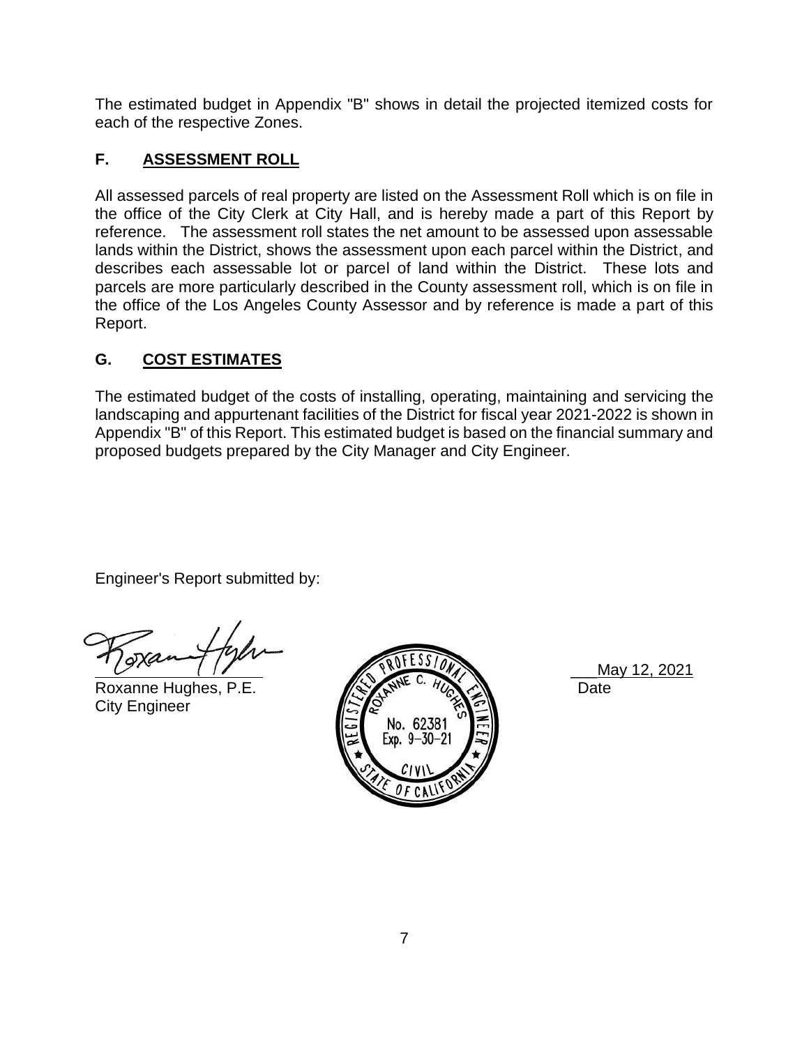The estimated budget in Appendix "B" shows in detail the projected itemized costs for each of the respective Zones.

## F. ASSESSMENT ROLL

All assessed parcels of real property are listed on the Assessment Roll which is on file in the office of the City Clerk at City Hall, and is hereby made a part of this Report by reference. The assessment roll states the net amount to be assessed upon assessable lands within the District, shows the assessment upon each parcel within the District, and describes each assessable lot or parcel of land within the District. These lots and parcels are more particularly described in the County assessment roll, which is on file in the office of the Los Angeles County Assessor and by reference is made a part of this Report.

## G. COST ESTIMATES

The estimated budget of the costs of installing, operating, maintaining and servicing the landscaping and appurtenant facilities of the District for fiscal year 2021-2022 is shown in Appendix "B" of this Report. This estimated budget is based on the financial summary and proposed budgets prepared by the City Manager and City Engineer.

Engineer's Report submitted by:

Roxanne Hughes, P.E.
City Engineer

REGISTERED PROFESSIONAL ENGINEER
ROXANNE C. HUGHES
No. 62381
Exp. 9-30-21
CIVIL
STATE OF CALIFORNIA

May 12, 2021
Date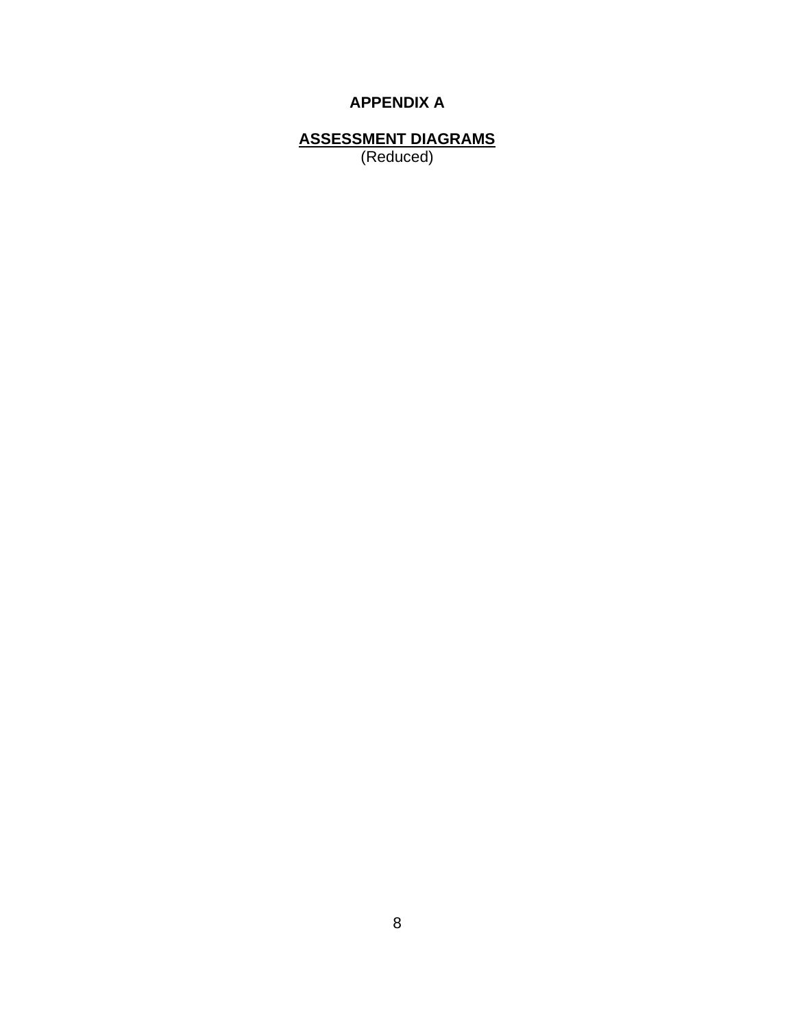# APPENDIX A

## ASSESSMENT DIAGRAMS

(Reduced)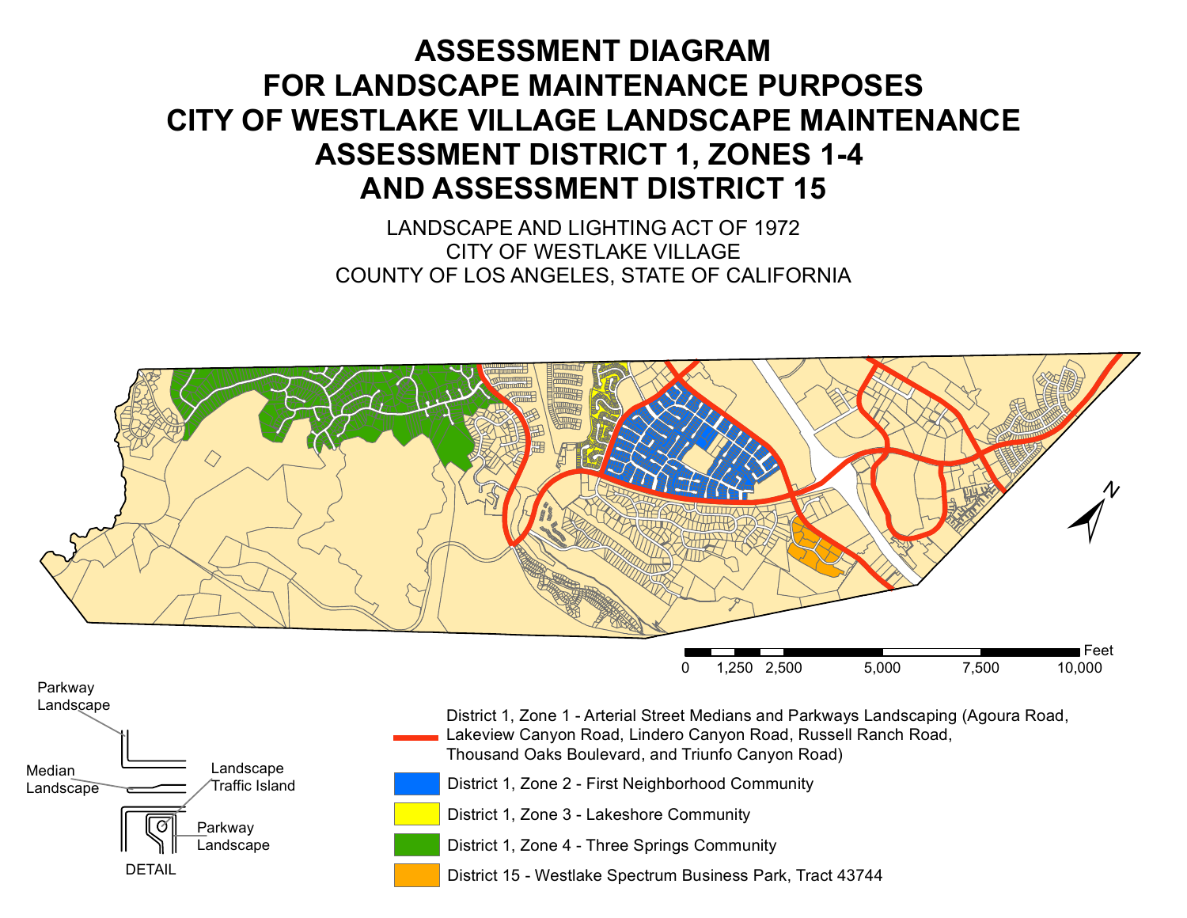# ASSESSMENT DIAGRAM
# FOR LANDSCAPE MAINTENANCE PURPOSES
# CITY OF WESTLAKE VILLAGE LANDSCAPE MAINTENANCE
# ASSESSMENT DISTRICT 1, ZONES 1-4
# AND ASSESSMENT DISTRICT 15

LANDSCAPE AND LIGHTING ACT OF 1972
CITY OF WESTLAKE VILLAGE
COUNTY OF LOS ANGELES, STATE OF CALIFORNIA

0 1,250 2,500 5,000 7,500 10,000 Feet

Parkway Landscape

Median Landscape

Landscape Traffic Island

Parkway Landscape

DETAIL

- District 1, Zone 1 - Arterial Street Medians and Parkways Landscaping (Agoura Road, Lakeview Canyon Road, Lindero Canyon Road, Russell Ranch Road, Thousand Oaks Boulevard, and Triunfo Canyon Road)
- District 1, Zone 2 - First Neighborhood Community
- District 1, Zone 3 - Lakeshore Community
- District 1, Zone 4 - Three Springs Community
- District 15 - Westlake Spectrum Business Park, Tract 43744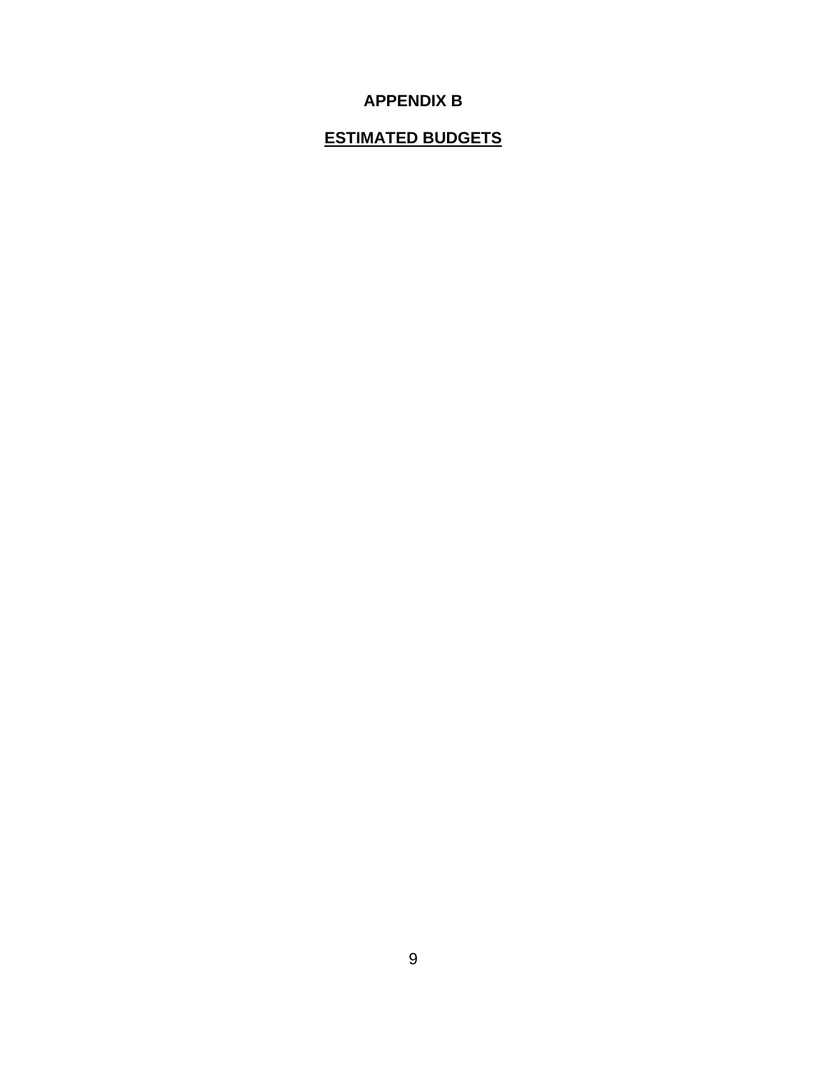# APPENDIX B

## ESTIMATED BUDGETS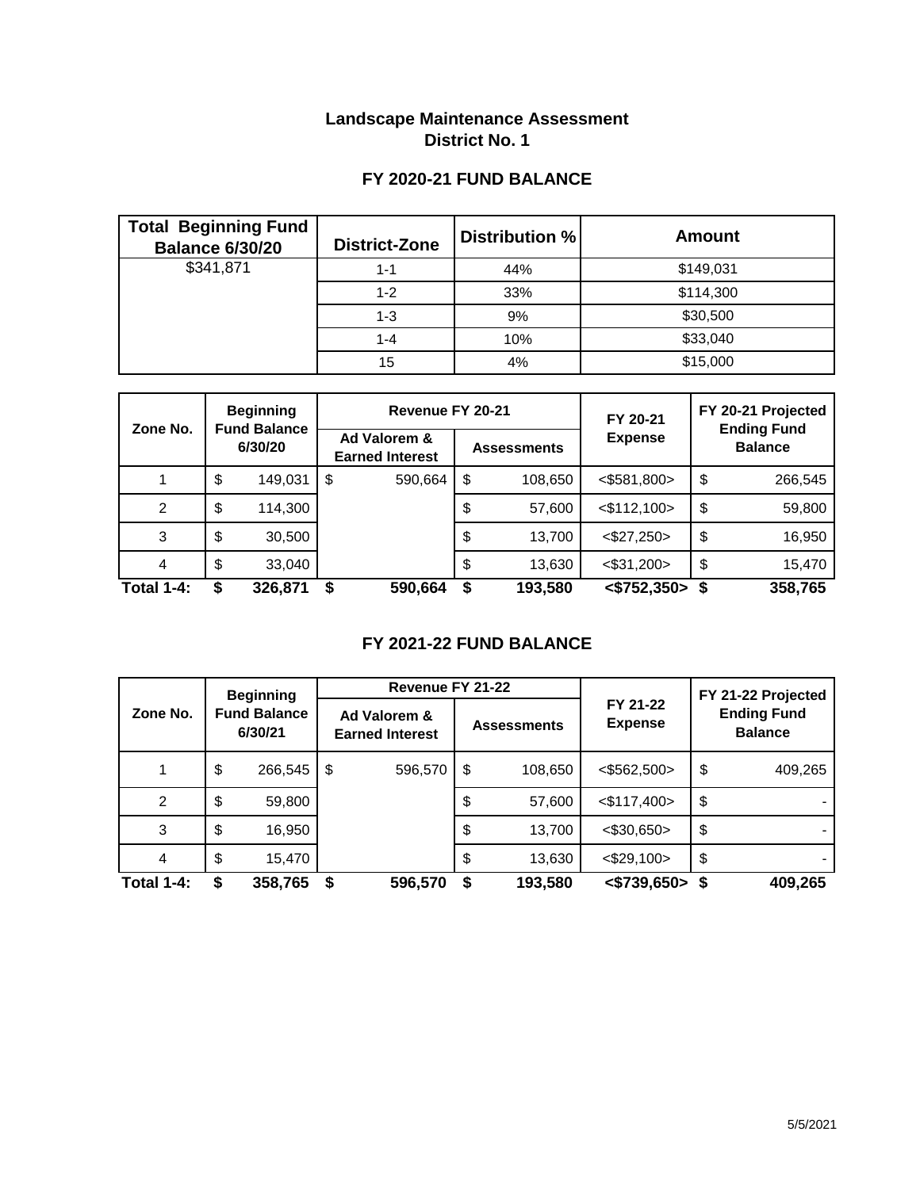# Landscape Maintenance Assessment
# District No. 1

## FY 2020-21 FUND BALANCE

| Total Beginning Fund Balance 6/30/20 | District-Zone | Distribution % | Amount |
|---|---|---|---|
| $341,871 | 1-1 | 44% | $149,031 |
| | 1-2 | 33% | $114,300 |
| | 1-3 | 9% | $30,500 |
| | 1-4 | 10% | $33,040 |
| | 15 | 4% | $15,000 |

| Zone No. | Beginning Fund Balance 6/30/20 | Revenue FY 20-21 | | FY 20-21 Expense | FY 20-21 Projected Ending Fund Balance |
|---|---|---|---|---|---|
| | | Ad Valorem & Earned Interest | Assessments | | |
| 1 | $ 149,031 | $ 590,664 | $ 108,650 | <$581,800> | $ 266,545 |
| 2 | $ 114,300 | | $ 57,600 | <$112,100> | $ 59,800 |
| 3 | $ 30,500 | | $ 13,700 | <$27,250> | $ 16,950 |
| 4 | $ 33,040 | | $ 13,630 | <$31,200> | $ 15,470 |
| **Total 1-4:** | **$ 326,871** | **$ 590,664** | **$ 193,580** | **<$752,350>** | **$ 358,765** |

## FY 2021-22 FUND BALANCE

| Zone No. | Beginning Fund Balance 6/30/21 | Revenue FY 21-22 | | FY 21-22 Expense | FY 21-22 Projected Ending Fund Balance |
|---|---|---|---|---|---|
| | | Ad Valorem & Earned Interest | Assessments | | |
| 1 | $ 266,545 | $ 596,570 | $ 108,650 | <$562,500> | $ 409,265 |
| 2 | $ 59,800 | | $ 57,600 | <$117,400> | $ - |
| 3 | $ 16,950 | | $ 13,700 | <$30,650> | $ - |
| 4 | $ 15,470 | | $ 13,630 | <$29,100> | $ - |
| **Total 1-4:** | **$ 358,765** | **$ 596,570** | **$ 193,580** | **<$739,650>** | **$ 409,265** |

5/5/2021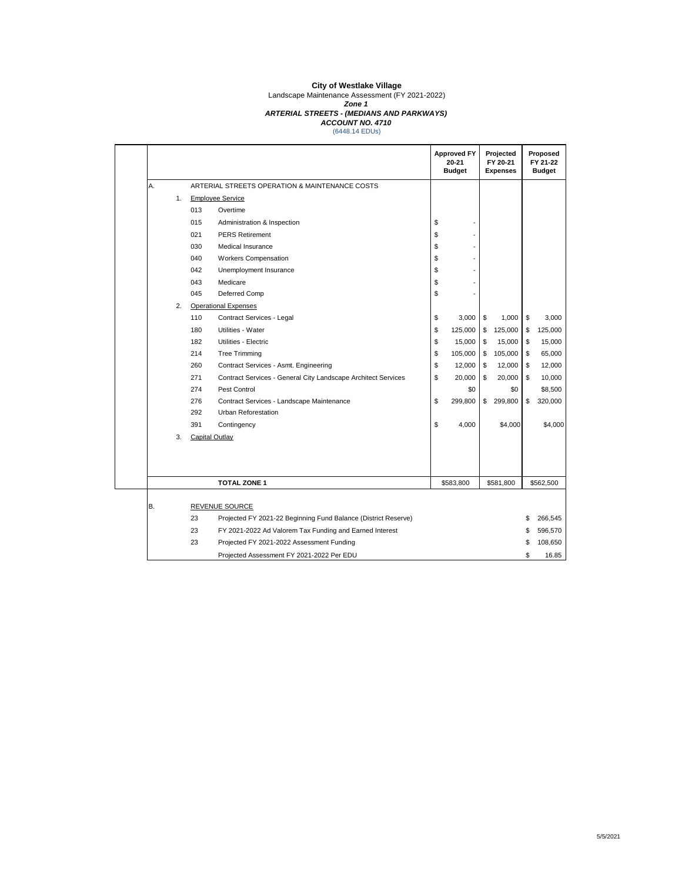**City of Westlake Village**

Landscape Maintenance Assessment (FY 2021-2022)

***Zone 1***

***ARTERIAL STREETS - (MEDIANS AND PARKWAYS)***

***ACCOUNT NO. 4710***

(6448.14 EDUs)

| | | | | Approved FY 20-21 Budget | Projected FY 20-21 Expenses | Proposed FY 21-22 Budget |
|---|---|---|---|---|---|---|
| A. | | ARTERIAL STREETS OPERATION & MAINTENANCE COSTS | | | | |
| | 1. | Employee Service | | | | |
| | | 013 | Overtime | | | |
| | | 015 | Administration & Inspection | $ - | | |
| | | 021 | PERS Retirement | $ - | | |
| | | 030 | Medical Insurance | $ - | | |
| | | 040 | Workers Compensation | $ - | | |
| | | 042 | Unemployment Insurance | $ - | | |
| | | 043 | Medicare | $ - | | |
| | | 045 | Deferred Comp | $ - | | |
| | 2. | Operational Expenses | | | | |
| | | 110 | Contract Services - Legal | $ 3,000 | $ 1,000 | $ 3,000 |
| | | 180 | Utilities - Water | $ 125,000 | $ 125,000 | $ 125,000 |
| | | 182 | Utilities - Electric | $ 15,000 | $ 15,000 | $ 15,000 |
| | | 214 | Tree Trimming | $ 105,000 | $ 105,000 | $ 65,000 |
| | | 260 | Contract Services - Asmt. Engineering | $ 12,000 | $ 12,000 | $ 12,000 |
| | | 271 | Contract Services - General City Landscape Architect Services | $ 20,000 | $ 20,000 | $ 10,000 |
| | | 274 | Pest Control | $0 | $0 | $8,500 |
| | | 276 | Contract Services - Landscape Maintenance | $ 299,800 | $ 299,800 | $ 320,000 |
| | | 292 | Urban Reforestation | | | |
| | | 391 | Contingency | $ 4,000 | $4,000 | $4,000 |
| | 3. | Capital Outlay | | | | |
| | | | **TOTAL ZONE 1** | $583,800 | $581,800 | $562,500 |
| B. | | REVENUE SOURCE | | | | |
| | | 23 | Projected FY 2021-22 Beginning Fund Balance (District Reserve) | | | $ 266,545 |
| | | 23 | FY 2021-2022 Ad Valorem Tax Funding and Earned Interest | | | $ 596,570 |
| | | 23 | Projected FY 2021-2022 Assessment Funding | | | $ 108,650 |
| | | | Projected Assessment FY 2021-2022 Per EDU | | | $ 16.85 |

5/5/2021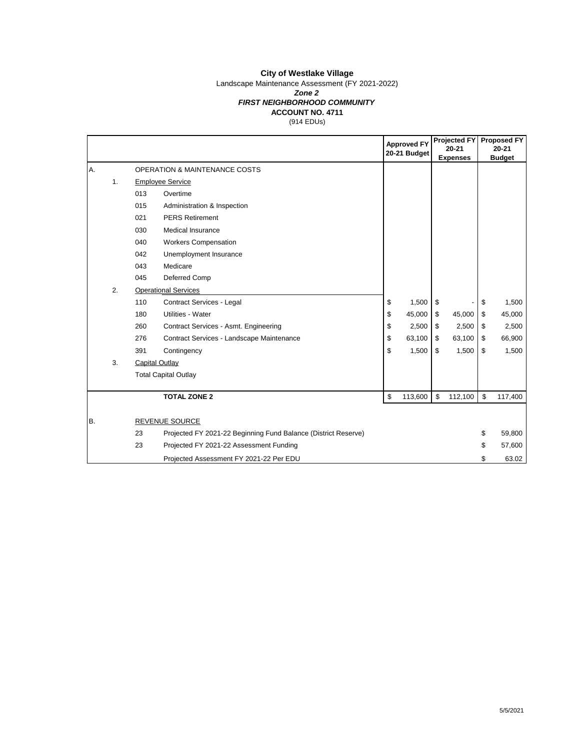**City of Westlake Village**

Landscape Maintenance Assessment (FY 2021-2022)

***Zone 2***

***FIRST NEIGHBORHOOD COMMUNITY***

**ACCOUNT NO. 4711**

(914 EDUs)

| | | | | **Approved FY 20-21 Budget** | **Projected FY 20-21 Expenses** | **Proposed FY 20-21 Budget** |
|---|---|---|---|---|---|---|
| A. | | OPERATION & MAINTENANCE COSTS | | | | |
| | 1. | Employee Service | | | | |
| | | 013 | Overtime | | | |
| | | 015 | Administration & Inspection | | | |
| | | 021 | PERS Retirement | | | |
| | | 030 | Medical Insurance | | | |
| | | 040 | Workers Compensation | | | |
| | | 042 | Unemployment Insurance | | | |
| | | 043 | Medicare | | | |
| | | 045 | Deferred Comp | | | |
| | 2. | Operational Services | | | | |
| | | 110 | Contract Services - Legal | $ 1,500 | $ - | $ 1,500 |
| | | 180 | Utilities - Water | $ 45,000 | $ 45,000 | $ 45,000 |
| | | 260 | Contract Services - Asmt. Engineering | $ 2,500 | $ 2,500 | $ 2,500 |
| | | 276 | Contract Services - Landscape Maintenance | $ 63,100 | $ 63,100 | $ 66,900 |
| | | 391 | Contingency | $ 1,500 | $ 1,500 | $ 1,500 |
| | 3. | Capital Outlay | | | | |
| | | Total Capital Outlay | | | | |
| | | | **TOTAL ZONE 2** | $ 113,600 | $ 112,100 | $ 117,400 |
| B. | | REVENUE SOURCE | | | | |
| | | 23 | Projected FY 2021-22 Beginning Fund Balance (District Reserve) | | | $ 59,800 |
| | | 23 | Projected FY 2021-22 Assessment Funding | | | $ 57,600 |
| | | | Projected Assessment FY 2021-22 Per EDU | | | $ 63.02 |

5/5/2021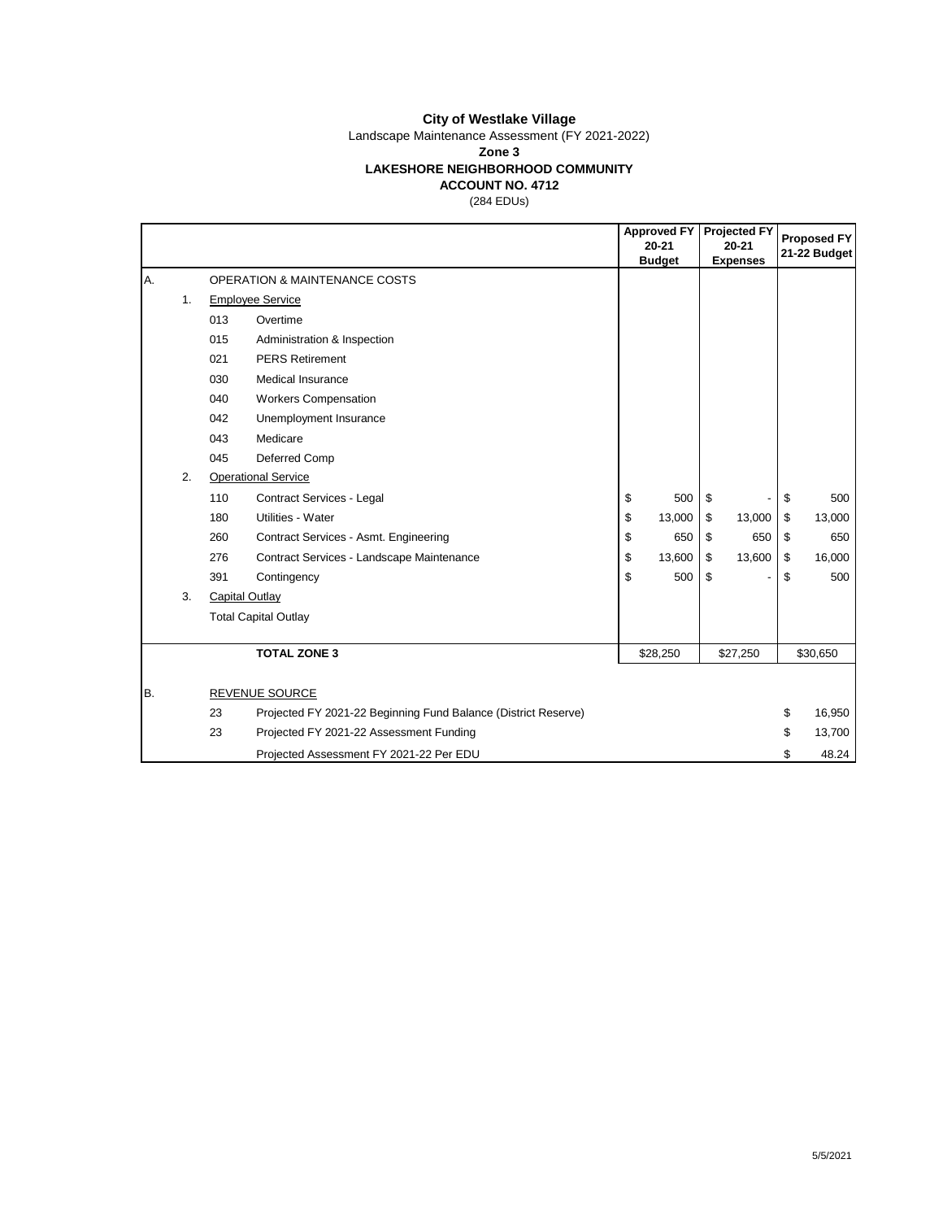**City of Westlake Village**

Landscape Maintenance Assessment (FY 2021-2022)

**Zone 3**

**LAKESHORE NEIGHBORHOOD COMMUNITY**

**ACCOUNT NO. 4712**

(284 EDUs)

| | | | | Approved FY 20-21 Budget | Projected FY 20-21 Expenses | Proposed FY 21-22 Budget |
|---|---|---|---|---|---|---|
| A. | | OPERATION & MAINTENANCE COSTS | | | | |
| | 1. | Employee Service | | | | |
| | | 013 | Overtime | | | |
| | | 015 | Administration & Inspection | | | |
| | | 021 | PERS Retirement | | | |
| | | 030 | Medical Insurance | | | |
| | | 040 | Workers Compensation | | | |
| | | 042 | Unemployment Insurance | | | |
| | | 043 | Medicare | | | |
| | | 045 | Deferred Comp | | | |
| | 2. | Operational Service | | | | |
| | | 110 | Contract Services - Legal | $ 500 | $ - | $ 500 |
| | | 180 | Utilities - Water | $ 13,000 | $ 13,000 | $ 13,000 |
| | | 260 | Contract Services - Asmt. Engineering | $ 650 | $ 650 | $ 650 |
| | | 276 | Contract Services - Landscape Maintenance | $ 13,600 | $ 13,600 | $ 16,000 |
| | | 391 | Contingency | $ 500 | $ - | $ 500 |
| | 3. | Capital Outlay | | | | |
| | | Total Capital Outlay | | | | |
| | | | **TOTAL ZONE 3** | $28,250 | $27,250 | $30,650 |
| B. | | REVENUE SOURCE | | | | |
| | | 23 | Projected FY 2021-22 Beginning Fund Balance (District Reserve) | | | $ 16,950 |
| | | 23 | Projected FY 2021-22 Assessment Funding | | | $ 13,700 |
| | | | Projected Assessment FY 2021-22 Per EDU | | | $ 48.24 |

5/5/2021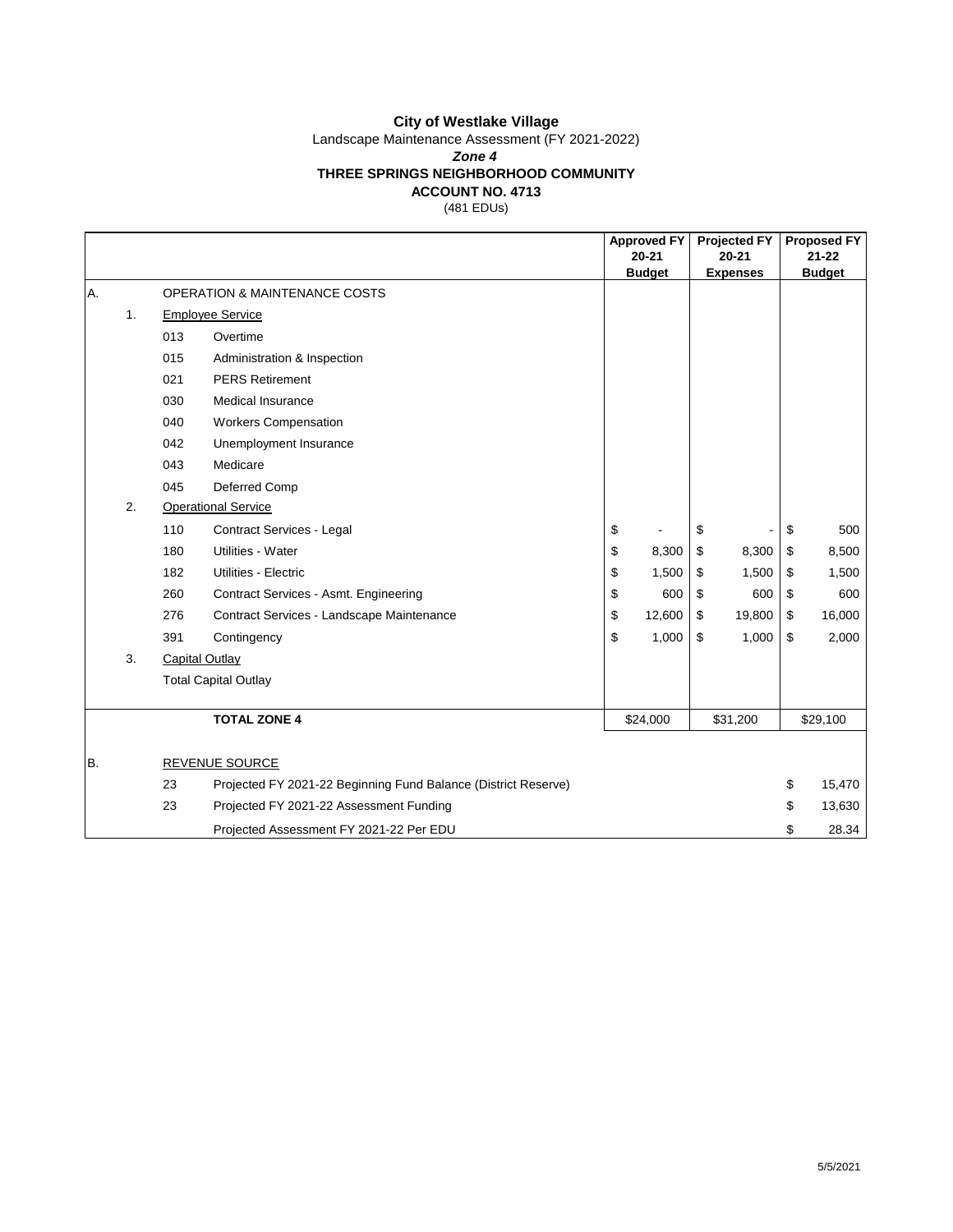**City of Westlake Village**

Landscape Maintenance Assessment (FY 2021-2022)

***Zone 4***

**THREE SPRINGS NEIGHBORHOOD COMMUNITY**

**ACCOUNT NO. 4713**

(481 EDUs)

| | | | | Approved FY 20-21 Budget | Projected FY 20-21 Expenses | Proposed FY 21-22 Budget |
|---|---|---|---|---|---|---|
| A. | | | OPERATION & MAINTENANCE COSTS | | | |
| | 1. | Employee Service | | | | |
| | | 013 | Overtime | | | |
| | | 015 | Administration & Inspection | | | |
| | | 021 | PERS Retirement | | | |
| | | 030 | Medical Insurance | | | |
| | | 040 | Workers Compensation | | | |
| | | 042 | Unemployment Insurance | | | |
| | | 043 | Medicare | | | |
| | | 045 | Deferred Comp | | | |
| | 2. | Operational Service | | | | |
| | | 110 | Contract Services - Legal | $ - | $ - | $ 500 |
| | | 180 | Utilities - Water | $ 8,300 | $ 8,300 | $ 8,500 |
| | | 182 | Utilities - Electric | $ 1,500 | $ 1,500 | $ 1,500 |
| | | 260 | Contract Services - Asmt. Engineering | $ 600 | $ 600 | $ 600 |
| | | 276 | Contract Services - Landscape Maintenance | $ 12,600 | $ 19,800 | $ 16,000 |
| | | 391 | Contingency | $ 1,000 | $ 1,000 | $ 2,000 |
| | 3. | Capital Outlay | | | | |
| | | Total Capital Outlay | | | | |
| | | | **TOTAL ZONE 4** | $24,000 | $31,200 | $29,100 |
| B. | | | REVENUE SOURCE | | | |
| | | 23 | Projected FY 2021-22 Beginning Fund Balance (District Reserve) | | | $ 15,470 |
| | | 23 | Projected FY 2021-22 Assessment Funding | | | $ 13,630 |
| | | | Projected Assessment FY 2021-22 Per EDU | | | $ 28.34 |

5/5/2021